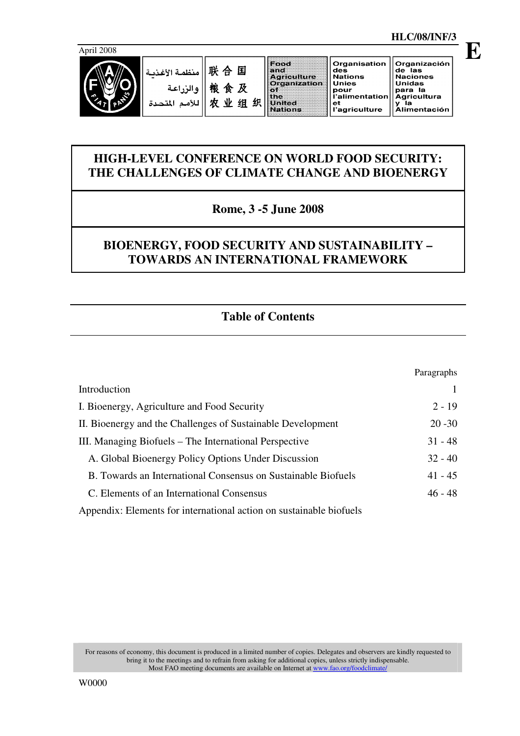HLC/08/INF/3

E

April 2008

منظمة الأغذية والزراعة للأمم المتحدة | 联合国粮食及农业组织 | Food and Agriculture Organization of the United Nations | Organisation des Nations Unies pour l'alimentation et l'agriculture | Organización de las Naciones Unidas para la Agricultura y la Alimentación

# HIGH-LEVEL CONFERENCE ON WORLD FOOD SECURITY: THE CHALLENGES OF CLIMATE CHANGE AND BIOENERGY

## Rome, 3 -5 June 2008

## BIOENERGY, FOOD SECURITY AND SUSTAINABILITY – TOWARDS AN INTERNATIONAL FRAMEWORK

## Table of Contents

| | Paragraphs |
|---|---|
| Introduction | 1 |
| I. Bioenergy, Agriculture and Food Security | 2 - 19 |
| II. Bioenergy and the Challenges of Sustainable Development | 20 -30 |
| III. Managing Biofuels – The International Perspective | 31 - 48 |
| A. Global Bioenergy Policy Options Under Discussion | 32 - 40 |
| B. Towards an International Consensus on Sustainable Biofuels | 41 - 45 |
| C. Elements of an International Consensus | 46 - 48 |
| Appendix: Elements for international action on sustainable biofuels | |

For reasons of economy, this document is produced in a limited number of copies. Delegates and observers are kindly requested to bring it to the meetings and to refrain from asking for additional copies, unless strictly indispensable. Most FAO meeting documents are available on Internet at www.fao.org/foodclimate/

W0000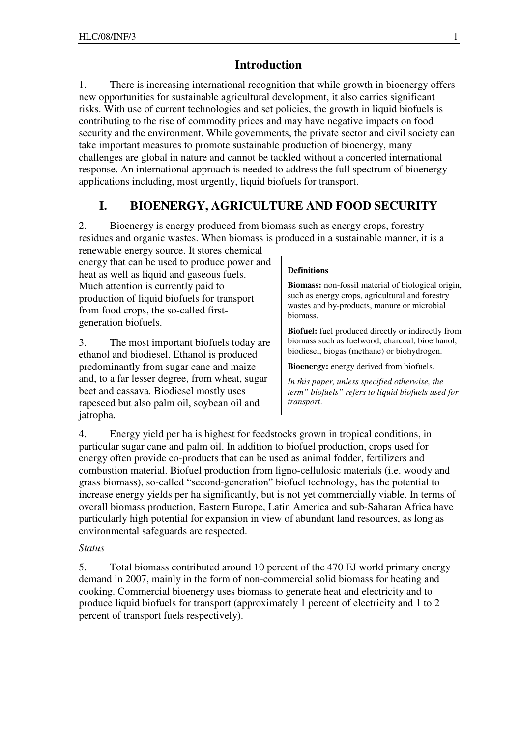## Introduction

1. There is increasing international recognition that while growth in bioenergy offers new opportunities for sustainable agricultural development, it also carries significant risks. With use of current technologies and set policies, the growth in liquid biofuels is contributing to the rise of commodity prices and may have negative impacts on food security and the environment. While governments, the private sector and civil society can take important measures to promote sustainable production of bioenergy, many challenges are global in nature and cannot be tackled without a concerted international response. An international approach is needed to address the full spectrum of bioenergy applications including, most urgently, liquid biofuels for transport.

## I. BIOENERGY, AGRICULTURE AND FOOD SECURITY

2. Bioenergy is energy produced from biomass such as energy crops, forestry residues and organic wastes. When biomass is produced in a sustainable manner, it is a renewable energy source. It stores chemical energy that can be used to produce power and heat as well as liquid and gaseous fuels. Much attention is currently paid to production of liquid biofuels for transport from food crops, the so-called first-generation biofuels.

3. The most important biofuels today are ethanol and biodiesel. Ethanol is produced predominantly from sugar cane and maize and, to a far lesser degree, from wheat, sugar beet and cassava. Biodiesel mostly uses rapeseed but also palm oil, soybean oil and jatropha.

> **Definitions**
>
> **Biomass:** non-fossil material of biological origin, such as energy crops, agricultural and forestry wastes and by-products, manure or microbial biomass.
>
> **Biofuel:** fuel produced directly or indirectly from biomass such as fuelwood, charcoal, bioethanol, biodiesel, biogas (methane) or biohydrogen.
>
> **Bioenergy:** energy derived from biofuels.
>
> *In this paper, unless specified otherwise, the term" biofuels" refers to liquid biofuels used for transport.*

4. Energy yield per ha is highest for feedstocks grown in tropical conditions, in particular sugar cane and palm oil. In addition to biofuel production, crops used for energy often provide co-products that can be used as animal fodder, fertilizers and combustion material. Biofuel production from ligno-cellulosic materials (i.e. woody and grass biomass), so-called "second-generation" biofuel technology, has the potential to increase energy yields per ha significantly, but is not yet commercially viable. In terms of overall biomass production, Eastern Europe, Latin America and sub-Saharan Africa have particularly high potential for expansion in view of abundant land resources, as long as environmental safeguards are respected.

*Status*

5. Total biomass contributed around 10 percent of the 470 EJ world primary energy demand in 2007, mainly in the form of non-commercial solid biomass for heating and cooking. Commercial bioenergy uses biomass to generate heat and electricity and to produce liquid biofuels for transport (approximately 1 percent of electricity and 1 to 2 percent of transport fuels respectively).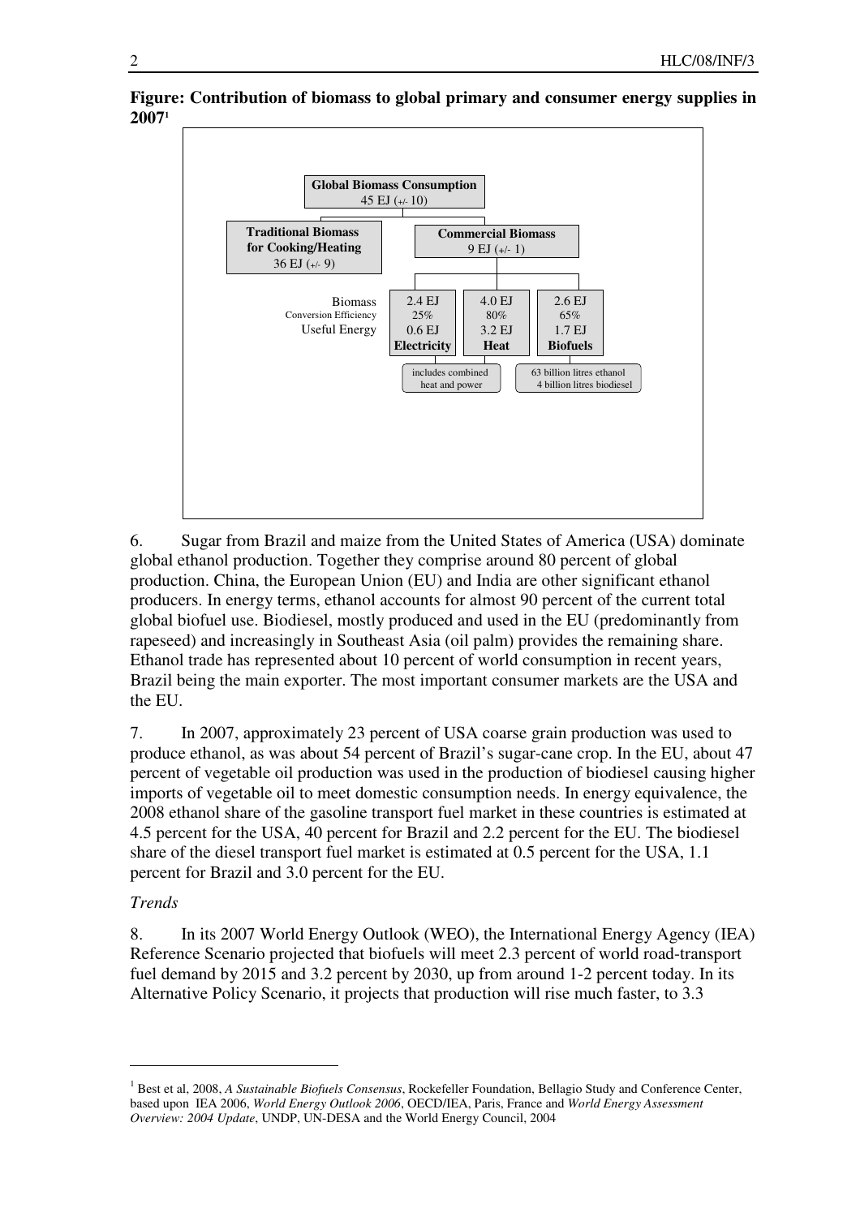**Figure: Contribution of biomass to global primary and consumer energy supplies in 2007**[1]

**Global Biomass Consumption**
45 EJ (+/- 10)

- **Traditional Biomass for Cooking/Heating** 36 EJ (+/- 9)
- **Commercial Biomass** 9 EJ (+/- 1)

| | **Electricity** | **Heat** | **Biofuels** |
|---|---|---|---|
| Biomass | 2.4 EJ | 4.0 EJ | 2.6 EJ |
| Conversion Efficiency | 25% | 80% | 65% |
| Useful Energy | 0.6 EJ | 3.2 EJ | 1.7 EJ |
| | includes combined heat and power | | 63 billion litres ethanol<br>4 billion litres biodiesel |

6. Sugar from Brazil and maize from the United States of America (USA) dominate global ethanol production. Together they comprise around 80 percent of global production. China, the European Union (EU) and India are other significant ethanol producers. In energy terms, ethanol accounts for almost 90 percent of the current total global biofuel use. Biodiesel, mostly produced and used in the EU (predominantly from rapeseed) and increasingly in Southeast Asia (oil palm) provides the remaining share. Ethanol trade has represented about 10 percent of world consumption in recent years, Brazil being the main exporter. The most important consumer markets are the USA and the EU.

7. In 2007, approximately 23 percent of USA coarse grain production was used to produce ethanol, as was about 54 percent of Brazil's sugar-cane crop. In the EU, about 47 percent of vegetable oil production was used in the production of biodiesel causing higher imports of vegetable oil to meet domestic consumption needs. In energy equivalence, the 2008 ethanol share of the gasoline transport fuel market in these countries is estimated at 4.5 percent for the USA, 40 percent for Brazil and 2.2 percent for the EU. The biodiesel share of the diesel transport fuel market is estimated at 0.5 percent for the USA, 1.1 percent for Brazil and 3.0 percent for the EU.

*Trends*

8. In its 2007 World Energy Outlook (WEO), the International Energy Agency (IEA) Reference Scenario projected that biofuels will meet 2.3 percent of world road-transport fuel demand by 2015 and 3.2 percent by 2030, up from around 1-2 percent today. In its Alternative Policy Scenario, it projects that production will rise much faster, to 3.3

[1] Best et al, 2008, *A Sustainable Biofuels Consensus*, Rockefeller Foundation, Bellagio Study and Conference Center, based upon IEA 2006, *World Energy Outlook 2006*, OECD/IEA, Paris, France and *World Energy Assessment Overview: 2004 Update*, UNDP, UN-DESA and the World Energy Council, 2004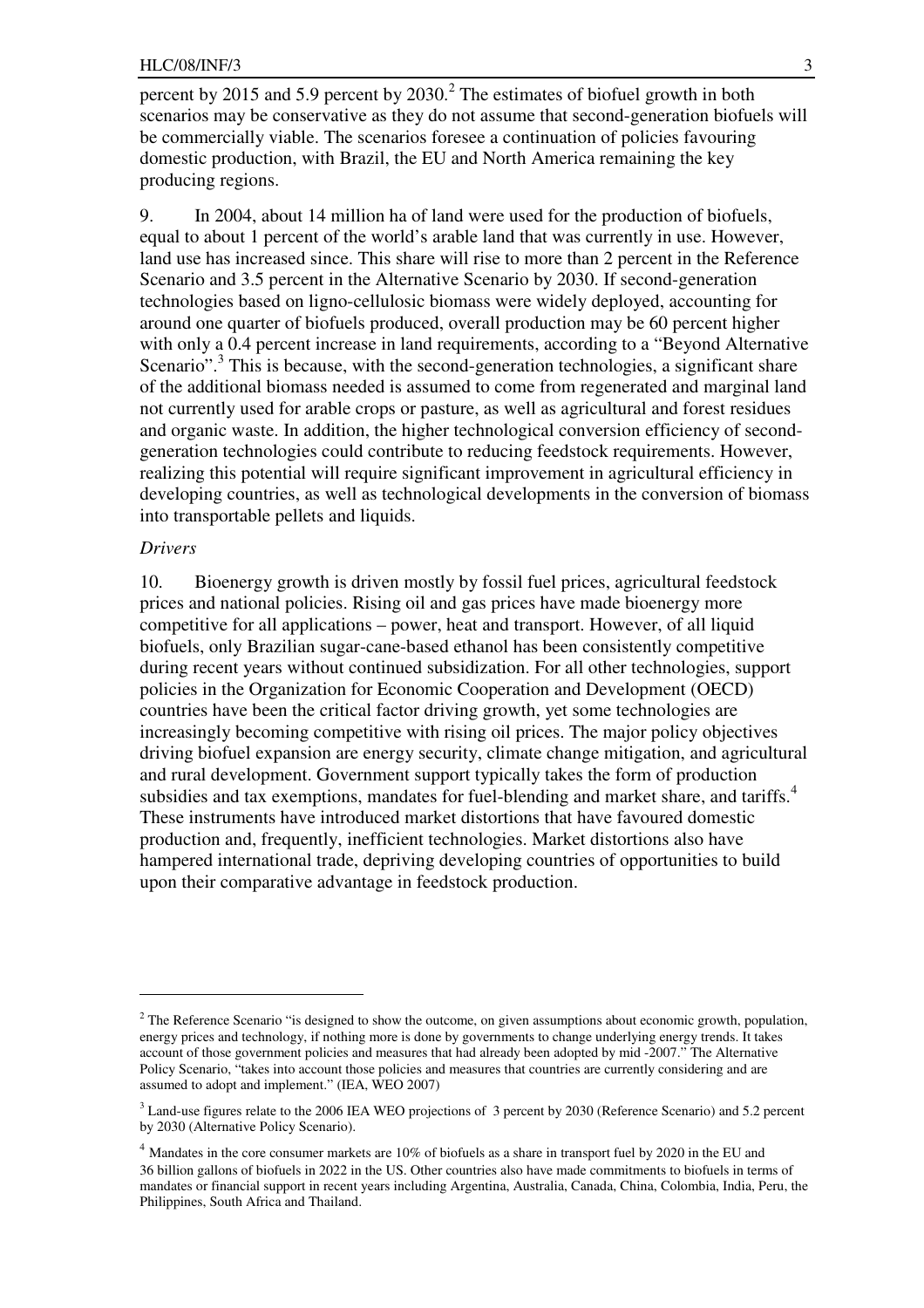percent by 2015 and 5.9 percent by 2030.[2] The estimates of biofuel growth in both scenarios may be conservative as they do not assume that second-generation biofuels will be commercially viable. The scenarios foresee a continuation of policies favouring domestic production, with Brazil, the EU and North America remaining the key producing regions.

9. In 2004, about 14 million ha of land were used for the production of biofuels, equal to about 1 percent of the world's arable land that was currently in use. However, land use has increased since. This share will rise to more than 2 percent in the Reference Scenario and 3.5 percent in the Alternative Scenario by 2030. If second-generation technologies based on ligno-cellulosic biomass were widely deployed, accounting for around one quarter of biofuels produced, overall production may be 60 percent higher with only a 0.4 percent increase in land requirements, according to a "Beyond Alternative Scenario".[3] This is because, with the second-generation technologies, a significant share of the additional biomass needed is assumed to come from regenerated and marginal land not currently used for arable crops or pasture, as well as agricultural and forest residues and organic waste. In addition, the higher technological conversion efficiency of second-generation technologies could contribute to reducing feedstock requirements. However, realizing this potential will require significant improvement in agricultural efficiency in developing countries, as well as technological developments in the conversion of biomass into transportable pellets and liquids.

*Drivers*

10. Bioenergy growth is driven mostly by fossil fuel prices, agricultural feedstock prices and national policies. Rising oil and gas prices have made bioenergy more competitive for all applications – power, heat and transport. However, of all liquid biofuels, only Brazilian sugar-cane-based ethanol has been consistently competitive during recent years without continued subsidization. For all other technologies, support policies in the Organization for Economic Cooperation and Development (OECD) countries have been the critical factor driving growth, yet some technologies are increasingly becoming competitive with rising oil prices. The major policy objectives driving biofuel expansion are energy security, climate change mitigation, and agricultural and rural development. Government support typically takes the form of production subsidies and tax exemptions, mandates for fuel-blending and market share, and tariffs.[4] These instruments have introduced market distortions that have favoured domestic production and, frequently, inefficient technologies. Market distortions also have hampered international trade, depriving developing countries of opportunities to build upon their comparative advantage in feedstock production.

---

[2] The Reference Scenario "is designed to show the outcome, on given assumptions about economic growth, population, energy prices and technology, if nothing more is done by governments to change underlying energy trends. It takes account of those government policies and measures that had already been adopted by mid -2007." The Alternative Policy Scenario, "takes into account those policies and measures that countries are currently considering and are assumed to adopt and implement." (IEA, WEO 2007)

[3] Land-use figures relate to the 2006 IEA WEO projections of 3 percent by 2030 (Reference Scenario) and 5.2 percent by 2030 (Alternative Policy Scenario).

[4] Mandates in the core consumer markets are 10% of biofuels as a share in transport fuel by 2020 in the EU and 36 billion gallons of biofuels in 2022 in the US. Other countries also have made commitments to biofuels in terms of mandates or financial support in recent years including Argentina, Australia, Canada, China, Colombia, India, Peru, the Philippines, South Africa and Thailand.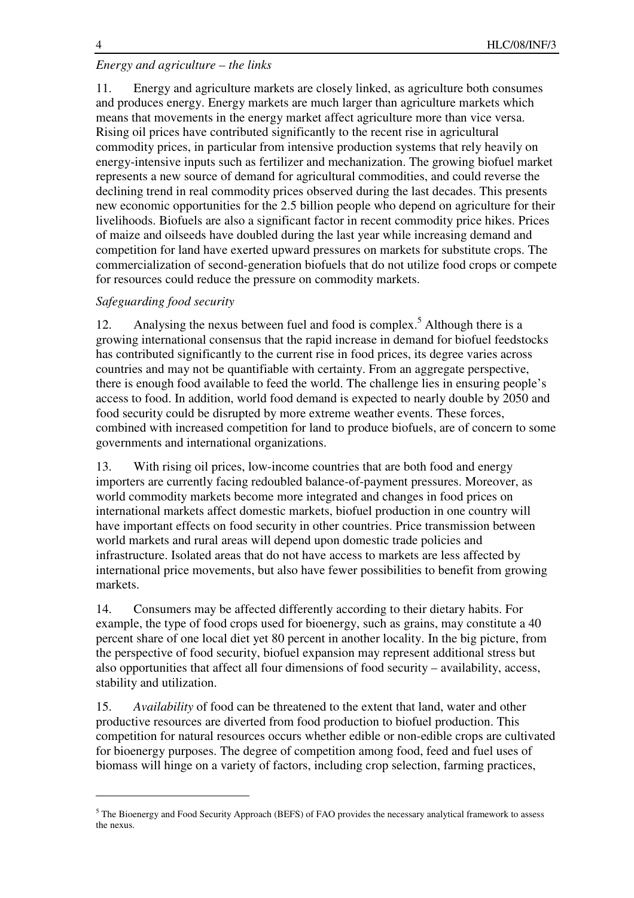*Energy and agriculture – the links*

11. Energy and agriculture markets are closely linked, as agriculture both consumes and produces energy. Energy markets are much larger than agriculture markets which means that movements in the energy market affect agriculture more than vice versa. Rising oil prices have contributed significantly to the recent rise in agricultural commodity prices, in particular from intensive production systems that rely heavily on energy-intensive inputs such as fertilizer and mechanization. The growing biofuel market represents a new source of demand for agricultural commodities, and could reverse the declining trend in real commodity prices observed during the last decades. This presents new economic opportunities for the 2.5 billion people who depend on agriculture for their livelihoods. Biofuels are also a significant factor in recent commodity price hikes. Prices of maize and oilseeds have doubled during the last year while increasing demand and competition for land have exerted upward pressures on markets for substitute crops. The commercialization of second-generation biofuels that do not utilize food crops or compete for resources could reduce the pressure on commodity markets.

*Safeguarding food security*

12. Analysing the nexus between fuel and food is complex.[5] Although there is a growing international consensus that the rapid increase in demand for biofuel feedstocks has contributed significantly to the current rise in food prices, its degree varies across countries and may not be quantifiable with certainty. From an aggregate perspective, there is enough food available to feed the world. The challenge lies in ensuring people's access to food. In addition, world food demand is expected to nearly double by 2050 and food security could be disrupted by more extreme weather events. These forces, combined with increased competition for land to produce biofuels, are of concern to some governments and international organizations.

13. With rising oil prices, low-income countries that are both food and energy importers are currently facing redoubled balance-of-payment pressures. Moreover, as world commodity markets become more integrated and changes in food prices on international markets affect domestic markets, biofuel production in one country will have important effects on food security in other countries. Price transmission between world markets and rural areas will depend upon domestic trade policies and infrastructure. Isolated areas that do not have access to markets are less affected by international price movements, but also have fewer possibilities to benefit from growing markets.

14. Consumers may be affected differently according to their dietary habits. For example, the type of food crops used for bioenergy, such as grains, may constitute a 40 percent share of one local diet yet 80 percent in another locality. In the big picture, from the perspective of food security, biofuel expansion may represent additional stress but also opportunities that affect all four dimensions of food security – availability, access, stability and utilization.

15. *Availability* of food can be threatened to the extent that land, water and other productive resources are diverted from food production to biofuel production. This competition for natural resources occurs whether edible or non-edible crops are cultivated for bioenergy purposes. The degree of competition among food, feed and fuel uses of biomass will hinge on a variety of factors, including crop selection, farming practices,

---

[5] The Bioenergy and Food Security Approach (BEFS) of FAO provides the necessary analytical framework to assess the nexus.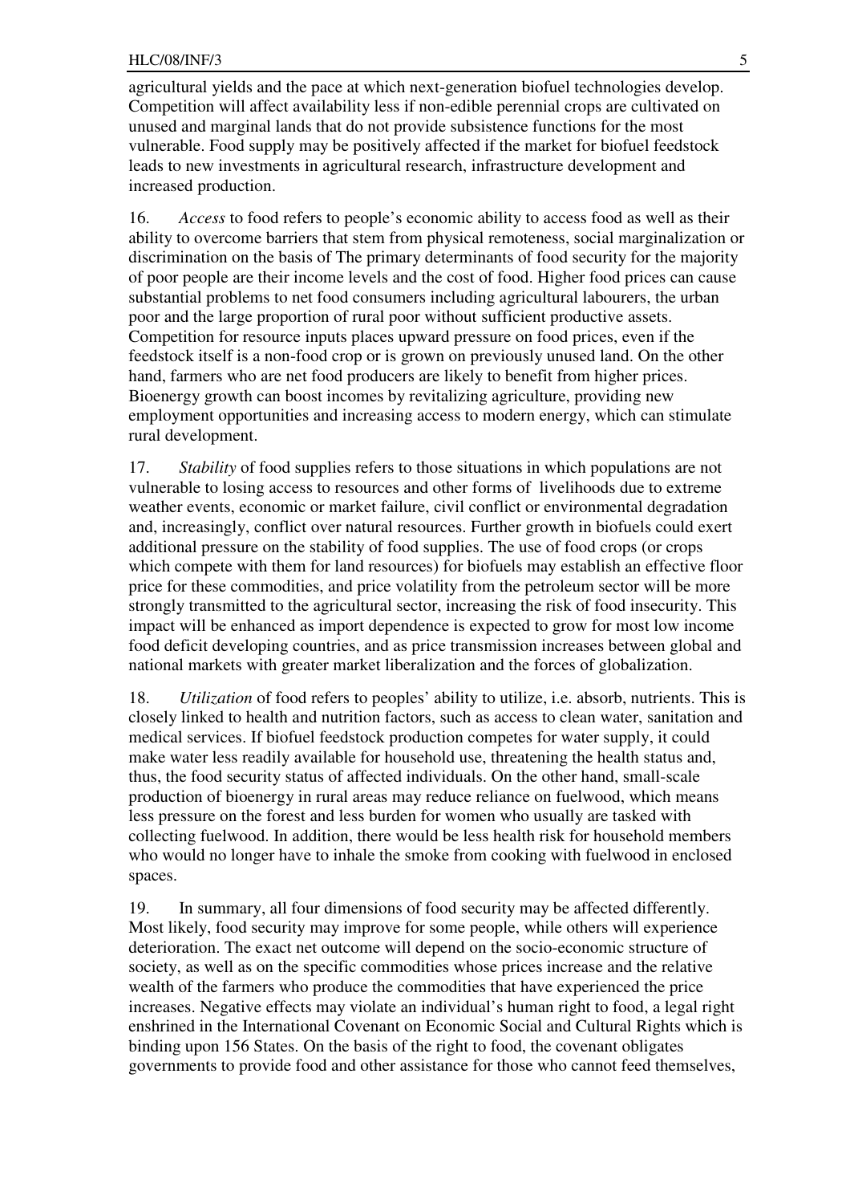agricultural yields and the pace at which next-generation biofuel technologies develop. Competition will affect availability less if non-edible perennial crops are cultivated on unused and marginal lands that do not provide subsistence functions for the most vulnerable. Food supply may be positively affected if the market for biofuel feedstock leads to new investments in agricultural research, infrastructure development and increased production.

16. *Access* to food refers to people's economic ability to access food as well as their ability to overcome barriers that stem from physical remoteness, social marginalization or discrimination on the basis of The primary determinants of food security for the majority of poor people are their income levels and the cost of food. Higher food prices can cause substantial problems to net food consumers including agricultural labourers, the urban poor and the large proportion of rural poor without sufficient productive assets. Competition for resource inputs places upward pressure on food prices, even if the feedstock itself is a non-food crop or is grown on previously unused land. On the other hand, farmers who are net food producers are likely to benefit from higher prices. Bioenergy growth can boost incomes by revitalizing agriculture, providing new employment opportunities and increasing access to modern energy, which can stimulate rural development.

17. *Stability* of food supplies refers to those situations in which populations are not vulnerable to losing access to resources and other forms of livelihoods due to extreme weather events, economic or market failure, civil conflict or environmental degradation and, increasingly, conflict over natural resources. Further growth in biofuels could exert additional pressure on the stability of food supplies. The use of food crops (or crops which compete with them for land resources) for biofuels may establish an effective floor price for these commodities, and price volatility from the petroleum sector will be more strongly transmitted to the agricultural sector, increasing the risk of food insecurity. This impact will be enhanced as import dependence is expected to grow for most low income food deficit developing countries, and as price transmission increases between global and national markets with greater market liberalization and the forces of globalization.

18. *Utilization* of food refers to peoples' ability to utilize, i.e. absorb, nutrients. This is closely linked to health and nutrition factors, such as access to clean water, sanitation and medical services. If biofuel feedstock production competes for water supply, it could make water less readily available for household use, threatening the health status and, thus, the food security status of affected individuals. On the other hand, small-scale production of bioenergy in rural areas may reduce reliance on fuelwood, which means less pressure on the forest and less burden for women who usually are tasked with collecting fuelwood. In addition, there would be less health risk for household members who would no longer have to inhale the smoke from cooking with fuelwood in enclosed spaces.

19. In summary, all four dimensions of food security may be affected differently. Most likely, food security may improve for some people, while others will experience deterioration. The exact net outcome will depend on the socio-economic structure of society, as well as on the specific commodities whose prices increase and the relative wealth of the farmers who produce the commodities that have experienced the price increases. Negative effects may violate an individual's human right to food, a legal right enshrined in the International Covenant on Economic Social and Cultural Rights which is binding upon 156 States. On the basis of the right to food, the covenant obligates governments to provide food and other assistance for those who cannot feed themselves,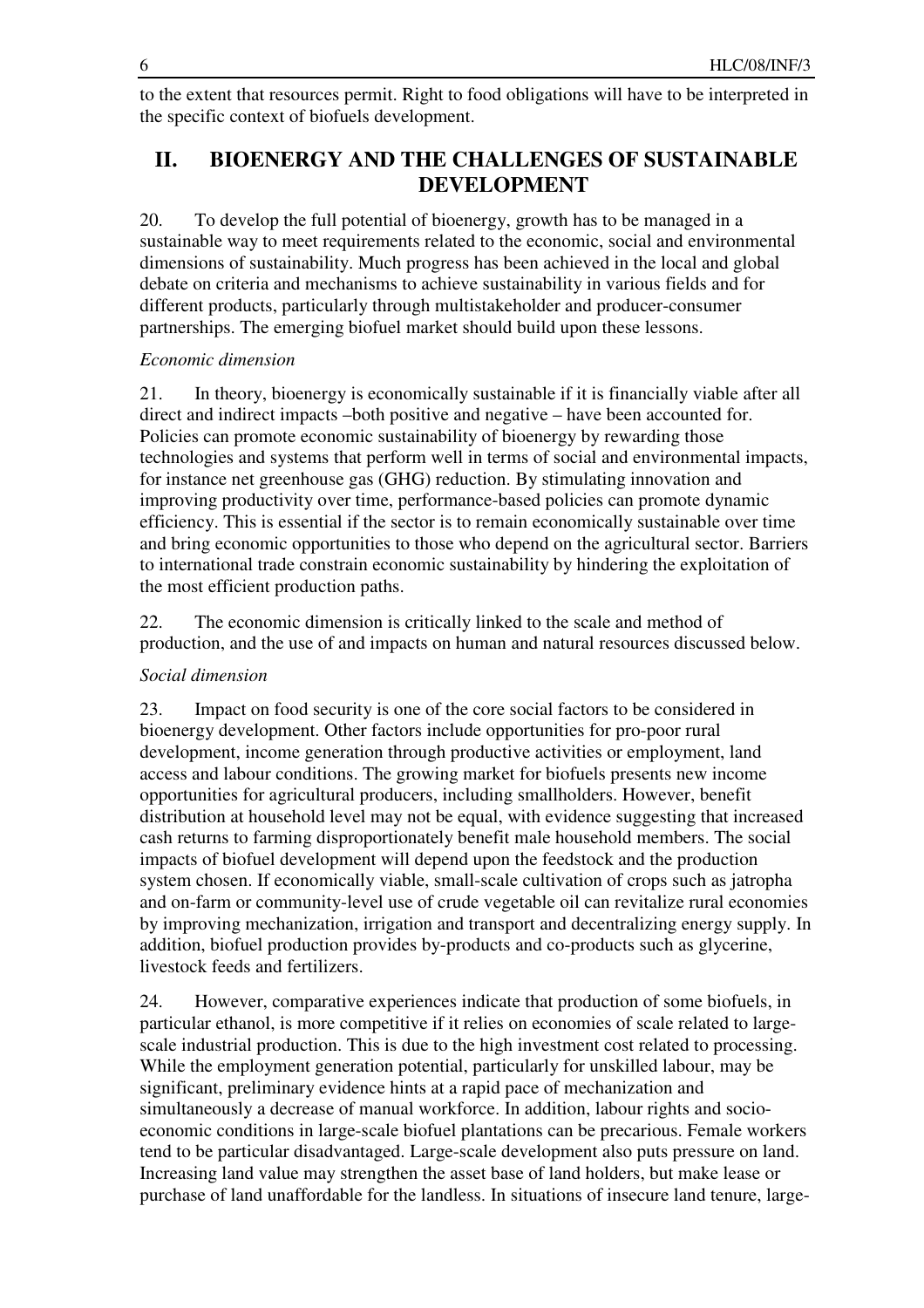to the extent that resources permit. Right to food obligations will have to be interpreted in the specific context of biofuels development.

## II. BIOENERGY AND THE CHALLENGES OF SUSTAINABLE DEVELOPMENT

20. To develop the full potential of bioenergy, growth has to be managed in a sustainable way to meet requirements related to the economic, social and environmental dimensions of sustainability. Much progress has been achieved in the local and global debate on criteria and mechanisms to achieve sustainability in various fields and for different products, particularly through multistakeholder and producer-consumer partnerships. The emerging biofuel market should build upon these lessons.

*Economic dimension*

21. In theory, bioenergy is economically sustainable if it is financially viable after all direct and indirect impacts –both positive and negative – have been accounted for. Policies can promote economic sustainability of bioenergy by rewarding those technologies and systems that perform well in terms of social and environmental impacts, for instance net greenhouse gas (GHG) reduction. By stimulating innovation and improving productivity over time, performance-based policies can promote dynamic efficiency. This is essential if the sector is to remain economically sustainable over time and bring economic opportunities to those who depend on the agricultural sector. Barriers to international trade constrain economic sustainability by hindering the exploitation of the most efficient production paths.

22. The economic dimension is critically linked to the scale and method of production, and the use of and impacts on human and natural resources discussed below.

*Social dimension*

23. Impact on food security is one of the core social factors to be considered in bioenergy development. Other factors include opportunities for pro-poor rural development, income generation through productive activities or employment, land access and labour conditions. The growing market for biofuels presents new income opportunities for agricultural producers, including smallholders. However, benefit distribution at household level may not be equal, with evidence suggesting that increased cash returns to farming disproportionately benefit male household members. The social impacts of biofuel development will depend upon the feedstock and the production system chosen. If economically viable, small-scale cultivation of crops such as jatropha and on-farm or community-level use of crude vegetable oil can revitalize rural economies by improving mechanization, irrigation and transport and decentralizing energy supply. In addition, biofuel production provides by-products and co-products such as glycerine, livestock feeds and fertilizers.

24. However, comparative experiences indicate that production of some biofuels, in particular ethanol, is more competitive if it relies on economies of scale related to large-scale industrial production. This is due to the high investment cost related to processing. While the employment generation potential, particularly for unskilled labour, may be significant, preliminary evidence hints at a rapid pace of mechanization and simultaneously a decrease of manual workforce. In addition, labour rights and socio-economic conditions in large-scale biofuel plantations can be precarious. Female workers tend to be particular disadvantaged. Large-scale development also puts pressure on land. Increasing land value may strengthen the asset base of land holders, but make lease or purchase of land unaffordable for the landless. In situations of insecure land tenure, large-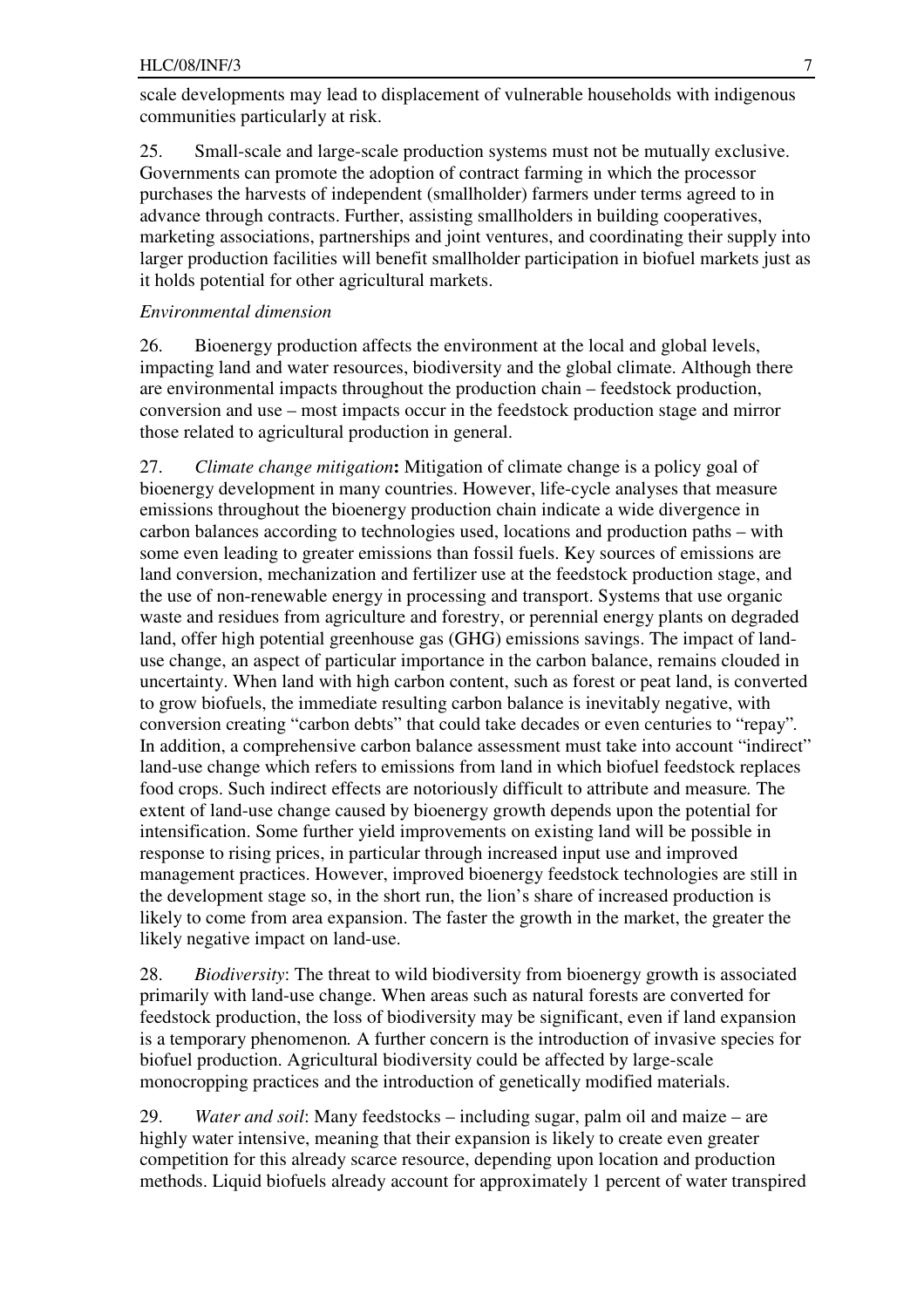scale developments may lead to displacement of vulnerable households with indigenous communities particularly at risk.

25. Small-scale and large-scale production systems must not be mutually exclusive. Governments can promote the adoption of contract farming in which the processor purchases the harvests of independent (smallholder) farmers under terms agreed to in advance through contracts. Further, assisting smallholders in building cooperatives, marketing associations, partnerships and joint ventures, and coordinating their supply into larger production facilities will benefit smallholder participation in biofuel markets just as it holds potential for other agricultural markets.

*Environmental dimension*

26. Bioenergy production affects the environment at the local and global levels, impacting land and water resources, biodiversity and the global climate. Although there are environmental impacts throughout the production chain – feedstock production, conversion and use – most impacts occur in the feedstock production stage and mirror those related to agricultural production in general.

27. *Climate change mitigation***:** Mitigation of climate change is a policy goal of bioenergy development in many countries. However, life-cycle analyses that measure emissions throughout the bioenergy production chain indicate a wide divergence in carbon balances according to technologies used, locations and production paths – with some even leading to greater emissions than fossil fuels. Key sources of emissions are land conversion, mechanization and fertilizer use at the feedstock production stage, and the use of non-renewable energy in processing and transport. Systems that use organic waste and residues from agriculture and forestry, or perennial energy plants on degraded land, offer high potential greenhouse gas (GHG) emissions savings. The impact of land-use change, an aspect of particular importance in the carbon balance, remains clouded in uncertainty. When land with high carbon content, such as forest or peat land, is converted to grow biofuels, the immediate resulting carbon balance is inevitably negative, with conversion creating "carbon debts" that could take decades or even centuries to "repay". In addition, a comprehensive carbon balance assessment must take into account "indirect" land-use change which refers to emissions from land in which biofuel feedstock replaces food crops. Such indirect effects are notoriously difficult to attribute and measure. The extent of land-use change caused by bioenergy growth depends upon the potential for intensification. Some further yield improvements on existing land will be possible in response to rising prices, in particular through increased input use and improved management practices. However, improved bioenergy feedstock technologies are still in the development stage so, in the short run, the lion's share of increased production is likely to come from area expansion. The faster the growth in the market, the greater the likely negative impact on land-use.

28. *Biodiversity*: The threat to wild biodiversity from bioenergy growth is associated primarily with land-use change. When areas such as natural forests are converted for feedstock production, the loss of biodiversity may be significant, even if land expansion is a temporary phenomenon*.* A further concern is the introduction of invasive species for biofuel production. Agricultural biodiversity could be affected by large-scale monocropping practices and the introduction of genetically modified materials.

29. *Water and soil*: Many feedstocks – including sugar, palm oil and maize – are highly water intensive, meaning that their expansion is likely to create even greater competition for this already scarce resource, depending upon location and production methods. Liquid biofuels already account for approximately 1 percent of water transpired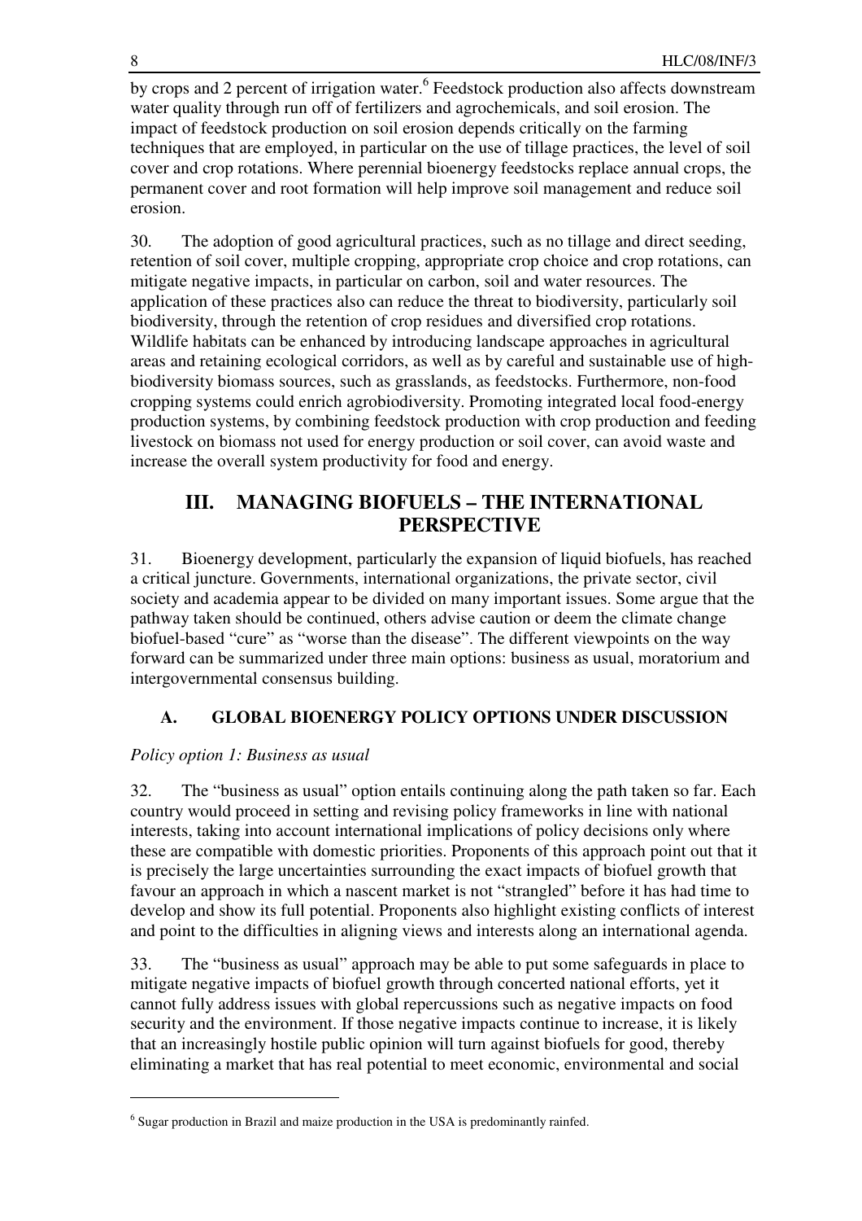by crops and 2 percent of irrigation water.[6] Feedstock production also affects downstream water quality through run off of fertilizers and agrochemicals, and soil erosion. The impact of feedstock production on soil erosion depends critically on the farming techniques that are employed, in particular on the use of tillage practices, the level of soil cover and crop rotations. Where perennial bioenergy feedstocks replace annual crops, the permanent cover and root formation will help improve soil management and reduce soil erosion.

30. The adoption of good agricultural practices, such as no tillage and direct seeding, retention of soil cover, multiple cropping, appropriate crop choice and crop rotations, can mitigate negative impacts, in particular on carbon, soil and water resources. The application of these practices also can reduce the threat to biodiversity, particularly soil biodiversity, through the retention of crop residues and diversified crop rotations. Wildlife habitats can be enhanced by introducing landscape approaches in agricultural areas and retaining ecological corridors, as well as by careful and sustainable use of high-biodiversity biomass sources, such as grasslands, as feedstocks. Furthermore, non-food cropping systems could enrich agrobiodiversity. Promoting integrated local food-energy production systems, by combining feedstock production with crop production and feeding livestock on biomass not used for energy production or soil cover, can avoid waste and increase the overall system productivity for food and energy.

## III. MANAGING BIOFUELS – THE INTERNATIONAL PERSPECTIVE

31. Bioenergy development, particularly the expansion of liquid biofuels, has reached a critical juncture. Governments, international organizations, the private sector, civil society and academia appear to be divided on many important issues. Some argue that the pathway taken should be continued, others advise caution or deem the climate change biofuel-based "cure" as "worse than the disease". The different viewpoints on the way forward can be summarized under three main options: business as usual, moratorium and intergovernmental consensus building.

### A. GLOBAL BIOENERGY POLICY OPTIONS UNDER DISCUSSION

*Policy option 1: Business as usual*

32. The "business as usual" option entails continuing along the path taken so far. Each country would proceed in setting and revising policy frameworks in line with national interests, taking into account international implications of policy decisions only where these are compatible with domestic priorities. Proponents of this approach point out that it is precisely the large uncertainties surrounding the exact impacts of biofuel growth that favour an approach in which a nascent market is not "strangled" before it has had time to develop and show its full potential. Proponents also highlight existing conflicts of interest and point to the difficulties in aligning views and interests along an international agenda.

33. The "business as usual" approach may be able to put some safeguards in place to mitigate negative impacts of biofuel growth through concerted national efforts, yet it cannot fully address issues with global repercussions such as negative impacts on food security and the environment. If those negative impacts continue to increase, it is likely that an increasingly hostile public opinion will turn against biofuels for good, thereby eliminating a market that has real potential to meet economic, environmental and social

[6] Sugar production in Brazil and maize production in the USA is predominantly rainfed.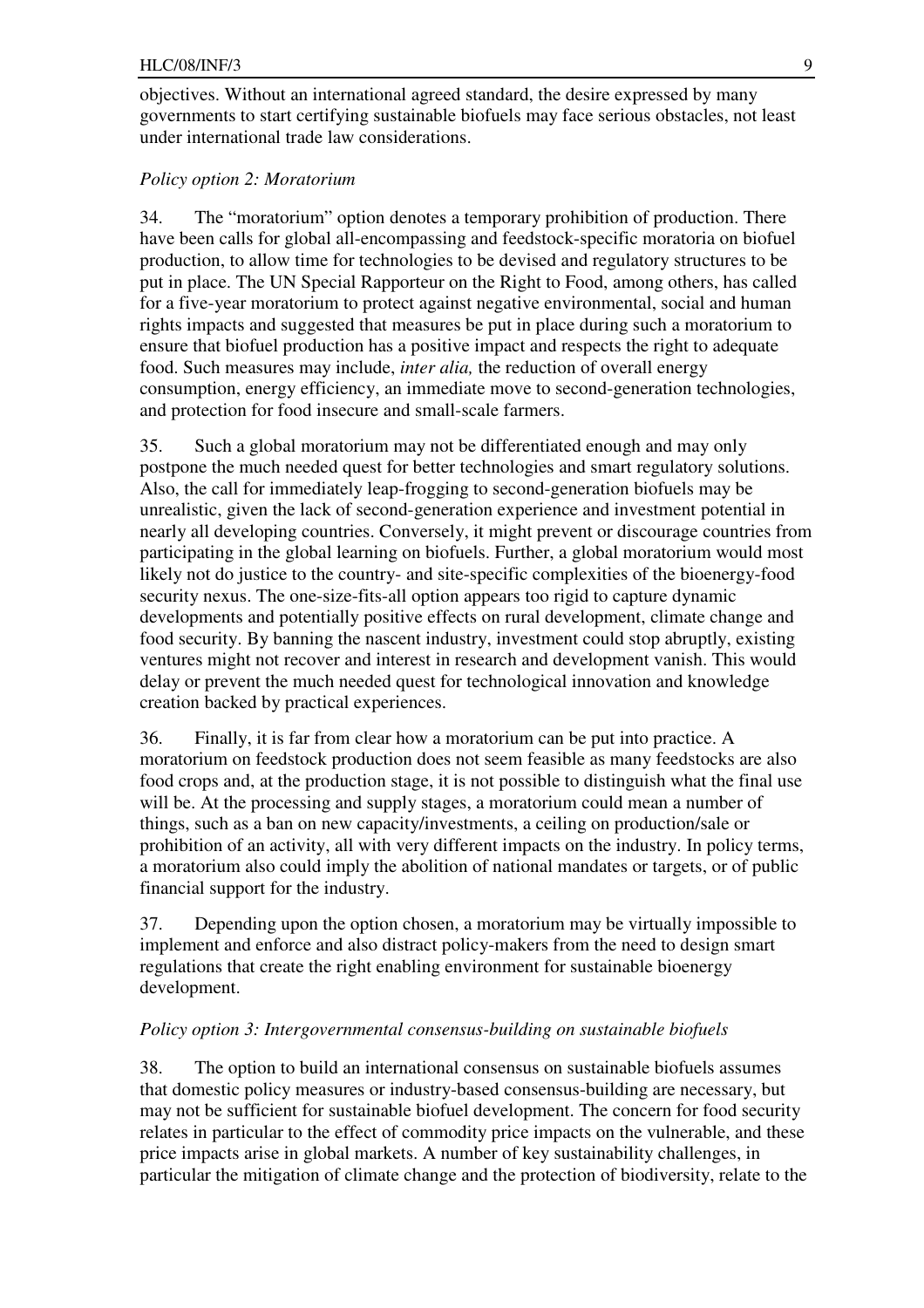objectives. Without an international agreed standard, the desire expressed by many governments to start certifying sustainable biofuels may face serious obstacles, not least under international trade law considerations.

*Policy option 2: Moratorium*

34. The "moratorium" option denotes a temporary prohibition of production. There have been calls for global all-encompassing and feedstock-specific moratoria on biofuel production, to allow time for technologies to be devised and regulatory structures to be put in place. The UN Special Rapporteur on the Right to Food, among others, has called for a five-year moratorium to protect against negative environmental, social and human rights impacts and suggested that measures be put in place during such a moratorium to ensure that biofuel production has a positive impact and respects the right to adequate food. Such measures may include, *inter alia,* the reduction of overall energy consumption, energy efficiency, an immediate move to second-generation technologies, and protection for food insecure and small-scale farmers.

35. Such a global moratorium may not be differentiated enough and may only postpone the much needed quest for better technologies and smart regulatory solutions. Also, the call for immediately leap-frogging to second-generation biofuels may be unrealistic, given the lack of second-generation experience and investment potential in nearly all developing countries. Conversely, it might prevent or discourage countries from participating in the global learning on biofuels. Further, a global moratorium would most likely not do justice to the country- and site-specific complexities of the bioenergy-food security nexus. The one-size-fits-all option appears too rigid to capture dynamic developments and potentially positive effects on rural development, climate change and food security. By banning the nascent industry, investment could stop abruptly, existing ventures might not recover and interest in research and development vanish. This would delay or prevent the much needed quest for technological innovation and knowledge creation backed by practical experiences.

36. Finally, it is far from clear how a moratorium can be put into practice. A moratorium on feedstock production does not seem feasible as many feedstocks are also food crops and, at the production stage, it is not possible to distinguish what the final use will be. At the processing and supply stages, a moratorium could mean a number of things, such as a ban on new capacity/investments, a ceiling on production/sale or prohibition of an activity, all with very different impacts on the industry. In policy terms, a moratorium also could imply the abolition of national mandates or targets, or of public financial support for the industry.

37. Depending upon the option chosen, a moratorium may be virtually impossible to implement and enforce and also distract policy-makers from the need to design smart regulations that create the right enabling environment for sustainable bioenergy development.

*Policy option 3: Intergovernmental consensus-building on sustainable biofuels*

38. The option to build an international consensus on sustainable biofuels assumes that domestic policy measures or industry-based consensus-building are necessary, but may not be sufficient for sustainable biofuel development. The concern for food security relates in particular to the effect of commodity price impacts on the vulnerable, and these price impacts arise in global markets. A number of key sustainability challenges, in particular the mitigation of climate change and the protection of biodiversity, relate to the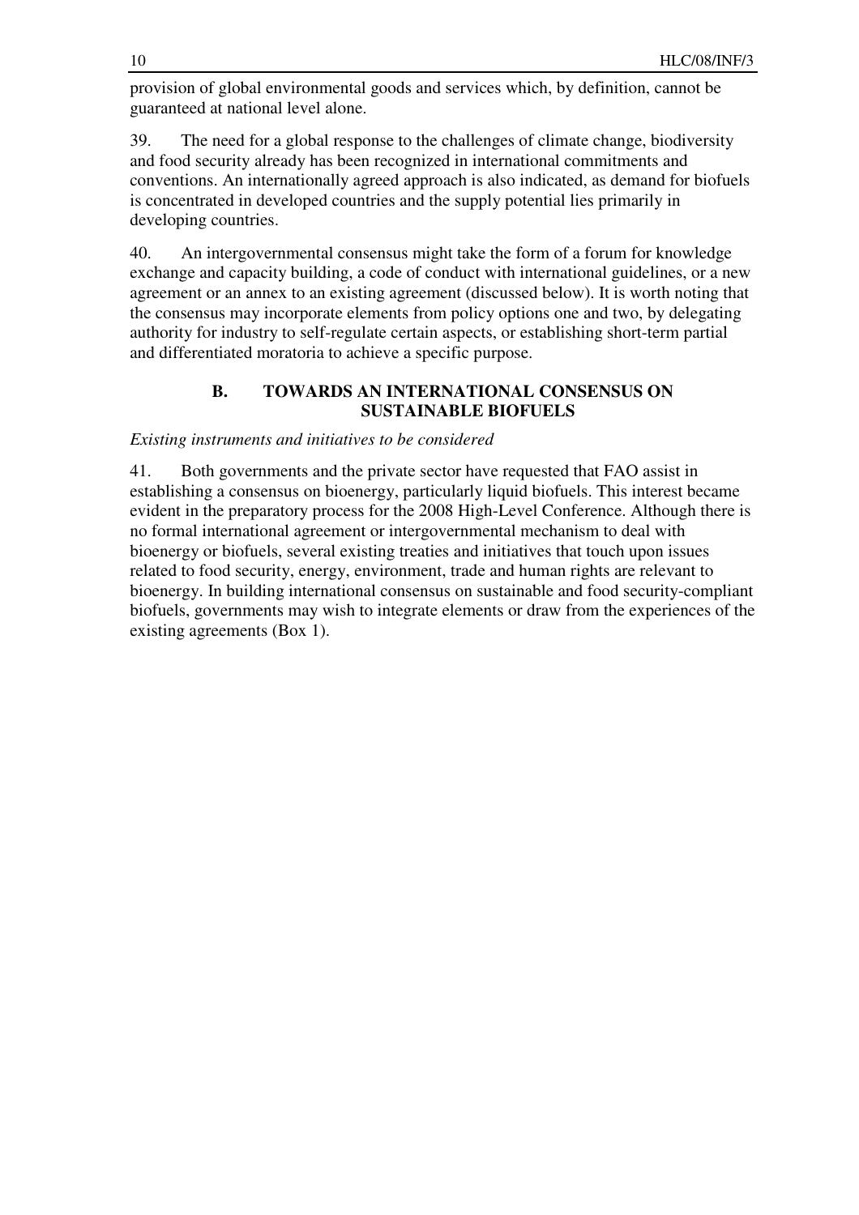provision of global environmental goods and services which, by definition, cannot be guaranteed at national level alone.

39. The need for a global response to the challenges of climate change, biodiversity and food security already has been recognized in international commitments and conventions. An internationally agreed approach is also indicated, as demand for biofuels is concentrated in developed countries and the supply potential lies primarily in developing countries.

40. An intergovernmental consensus might take the form of a forum for knowledge exchange and capacity building, a code of conduct with international guidelines, or a new agreement or an annex to an existing agreement (discussed below). It is worth noting that the consensus may incorporate elements from policy options one and two, by delegating authority for industry to self-regulate certain aspects, or establishing short-term partial and differentiated moratoria to achieve a specific purpose.

## B. TOWARDS AN INTERNATIONAL CONSENSUS ON SUSTAINABLE BIOFUELS

*Existing instruments and initiatives to be considered*

41. Both governments and the private sector have requested that FAO assist in establishing a consensus on bioenergy, particularly liquid biofuels. This interest became evident in the preparatory process for the 2008 High-Level Conference. Although there is no formal international agreement or intergovernmental mechanism to deal with bioenergy or biofuels, several existing treaties and initiatives that touch upon issues related to food security, energy, environment, trade and human rights are relevant to bioenergy. In building international consensus on sustainable and food security-compliant biofuels, governments may wish to integrate elements or draw from the experiences of the existing agreements (Box 1).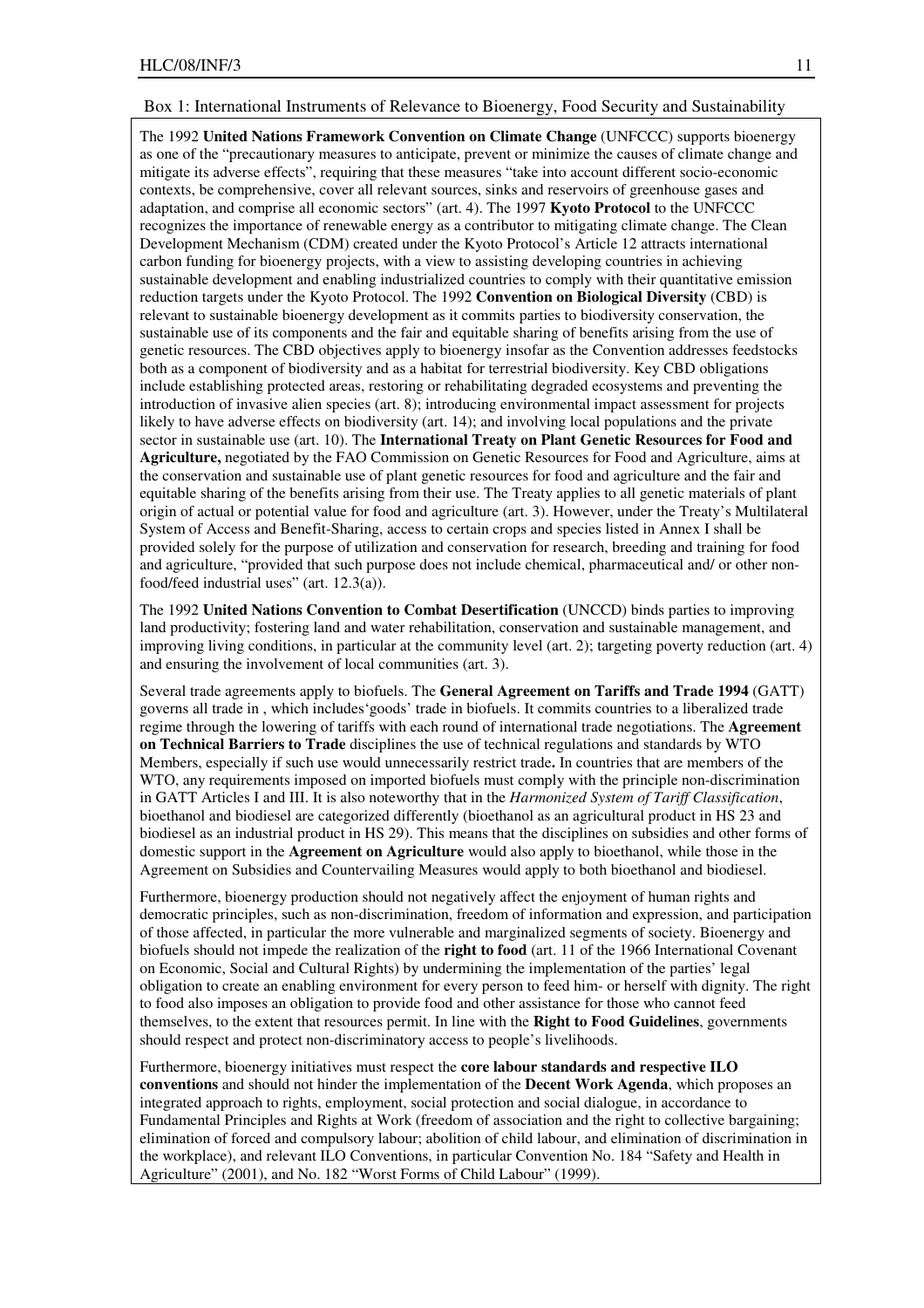Box 1: International Instruments of Relevance to Bioenergy, Food Security and Sustainability

The 1992 **United Nations Framework Convention on Climate Change** (UNFCCC) supports bioenergy as one of the "precautionary measures to anticipate, prevent or minimize the causes of climate change and mitigate its adverse effects", requiring that these measures "take into account different socio-economic contexts, be comprehensive, cover all relevant sources, sinks and reservoirs of greenhouse gases and adaptation, and comprise all economic sectors" (art. 4). The 1997 **Kyoto Protocol** to the UNFCCC recognizes the importance of renewable energy as a contributor to mitigating climate change. The Clean Development Mechanism (CDM) created under the Kyoto Protocol's Article 12 attracts international carbon funding for bioenergy projects, with a view to assisting developing countries in achieving sustainable development and enabling industrialized countries to comply with their quantitative emission reduction targets under the Kyoto Protocol. The 1992 **Convention on Biological Diversity** (CBD) is relevant to sustainable bioenergy development as it commits parties to biodiversity conservation, the sustainable use of its components and the fair and equitable sharing of benefits arising from the use of genetic resources. The CBD objectives apply to bioenergy insofar as the Convention addresses feedstocks both as a component of biodiversity and as a habitat for terrestrial biodiversity. Key CBD obligations include establishing protected areas, restoring or rehabilitating degraded ecosystems and preventing the introduction of invasive alien species (art. 8); introducing environmental impact assessment for projects likely to have adverse effects on biodiversity (art. 14); and involving local populations and the private sector in sustainable use (art. 10). The **International Treaty on Plant Genetic Resources for Food and Agriculture,** negotiated by the FAO Commission on Genetic Resources for Food and Agriculture, aims at the conservation and sustainable use of plant genetic resources for food and agriculture and the fair and equitable sharing of the benefits arising from their use. The Treaty applies to all genetic materials of plant origin of actual or potential value for food and agriculture (art. 3). However, under the Treaty's Multilateral System of Access and Benefit-Sharing, access to certain crops and species listed in Annex I shall be provided solely for the purpose of utilization and conservation for research, breeding and training for food and agriculture, "provided that such purpose does not include chemical, pharmaceutical and/ or other non-food/feed industrial uses" (art. 12.3(a)).

The 1992 **United Nations Convention to Combat Desertification** (UNCCD) binds parties to improving land productivity; fostering land and water rehabilitation, conservation and sustainable management, and improving living conditions, in particular at the community level (art. 2); targeting poverty reduction (art. 4) and ensuring the involvement of local communities (art. 3).

Several trade agreements apply to biofuels. The **General Agreement on Tariffs and Trade 1994** (GATT) governs all trade in , which includes'goods' trade in biofuels. It commits countries to a liberalized trade regime through the lowering of tariffs with each round of international trade negotiations. The **Agreement on Technical Barriers to Trade** disciplines the use of technical regulations and standards by WTO Members, especially if such use would unnecessarily restrict trade**.** In countries that are members of the WTO, any requirements imposed on imported biofuels must comply with the principle non-discrimination in GATT Articles I and III. It is also noteworthy that in the *Harmonized System of Tariff Classification*, bioethanol and biodiesel are categorized differently (bioethanol as an agricultural product in HS 23 and biodiesel as an industrial product in HS 29). This means that the disciplines on subsidies and other forms of domestic support in the **Agreement on Agriculture** would also apply to bioethanol, while those in the Agreement on Subsidies and Countervailing Measures would apply to both bioethanol and biodiesel.

Furthermore, bioenergy production should not negatively affect the enjoyment of human rights and democratic principles, such as non-discrimination, freedom of information and expression, and participation of those affected, in particular the more vulnerable and marginalized segments of society. Bioenergy and biofuels should not impede the realization of the **right to food** (art. 11 of the 1966 International Covenant on Economic, Social and Cultural Rights) by undermining the implementation of the parties' legal obligation to create an enabling environment for every person to feed him- or herself with dignity. The right to food also imposes an obligation to provide food and other assistance for those who cannot feed themselves, to the extent that resources permit. In line with the **Right to Food Guidelines**, governments should respect and protect non-discriminatory access to people's livelihoods.

Furthermore, bioenergy initiatives must respect the **core labour standards and respective ILO conventions** and should not hinder the implementation of the **Decent Work Agenda**, which proposes an integrated approach to rights, employment, social protection and social dialogue, in accordance to Fundamental Principles and Rights at Work (freedom of association and the right to collective bargaining; elimination of forced and compulsory labour; abolition of child labour, and elimination of discrimination in the workplace), and relevant ILO Conventions, in particular Convention No. 184 "Safety and Health in Agriculture" (2001), and No. 182 "Worst Forms of Child Labour" (1999).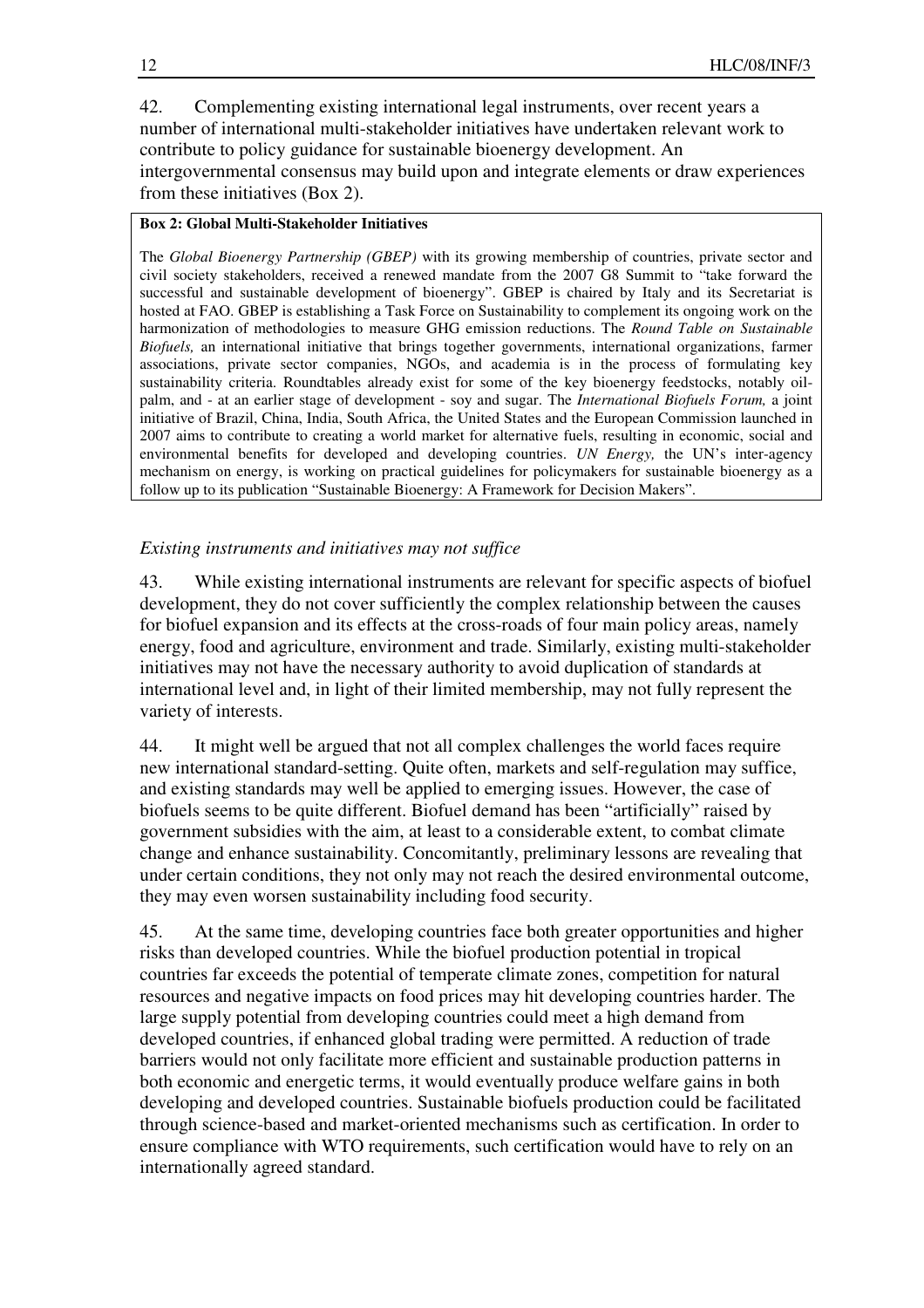42. Complementing existing international legal instruments, over recent years a number of international multi-stakeholder initiatives have undertaken relevant work to contribute to policy guidance for sustainable bioenergy development. An intergovernmental consensus may build upon and integrate elements or draw experiences from these initiatives (Box 2).

**Box 2: Global Multi-Stakeholder Initiatives**

The *Global Bioenergy Partnership (GBEP)* with its growing membership of countries, private sector and civil society stakeholders, received a renewed mandate from the 2007 G8 Summit to "take forward the successful and sustainable development of bioenergy". GBEP is chaired by Italy and its Secretariat is hosted at FAO. GBEP is establishing a Task Force on Sustainability to complement its ongoing work on the harmonization of methodologies to measure GHG emission reductions. The *Round Table on Sustainable Biofuels,* an international initiative that brings together governments, international organizations, farmer associations, private sector companies, NGOs, and academia is in the process of formulating key sustainability criteria. Roundtables already exist for some of the key bioenergy feedstocks, notably oil-palm, and - at an earlier stage of development - soy and sugar. The *International Biofuels Forum,* a joint initiative of Brazil, China, India, South Africa, the United States and the European Commission launched in 2007 aims to contribute to creating a world market for alternative fuels, resulting in economic, social and environmental benefits for developed and developing countries. *UN Energy,* the UN's inter-agency mechanism on energy, is working on practical guidelines for policymakers for sustainable bioenergy as a follow up to its publication "Sustainable Bioenergy: A Framework for Decision Makers".

*Existing instruments and initiatives may not suffice*

43. While existing international instruments are relevant for specific aspects of biofuel development, they do not cover sufficiently the complex relationship between the causes for biofuel expansion and its effects at the cross-roads of four main policy areas, namely energy, food and agriculture, environment and trade. Similarly, existing multi-stakeholder initiatives may not have the necessary authority to avoid duplication of standards at international level and, in light of their limited membership, may not fully represent the variety of interests.

44. It might well be argued that not all complex challenges the world faces require new international standard-setting. Quite often, markets and self-regulation may suffice, and existing standards may well be applied to emerging issues. However, the case of biofuels seems to be quite different. Biofuel demand has been "artificially" raised by government subsidies with the aim, at least to a considerable extent, to combat climate change and enhance sustainability. Concomitantly, preliminary lessons are revealing that under certain conditions, they not only may not reach the desired environmental outcome, they may even worsen sustainability including food security.

45. At the same time, developing countries face both greater opportunities and higher risks than developed countries. While the biofuel production potential in tropical countries far exceeds the potential of temperate climate zones, competition for natural resources and negative impacts on food prices may hit developing countries harder. The large supply potential from developing countries could meet a high demand from developed countries, if enhanced global trading were permitted. A reduction of trade barriers would not only facilitate more efficient and sustainable production patterns in both economic and energetic terms, it would eventually produce welfare gains in both developing and developed countries. Sustainable biofuels production could be facilitated through science-based and market-oriented mechanisms such as certification. In order to ensure compliance with WTO requirements, such certification would have to rely on an internationally agreed standard.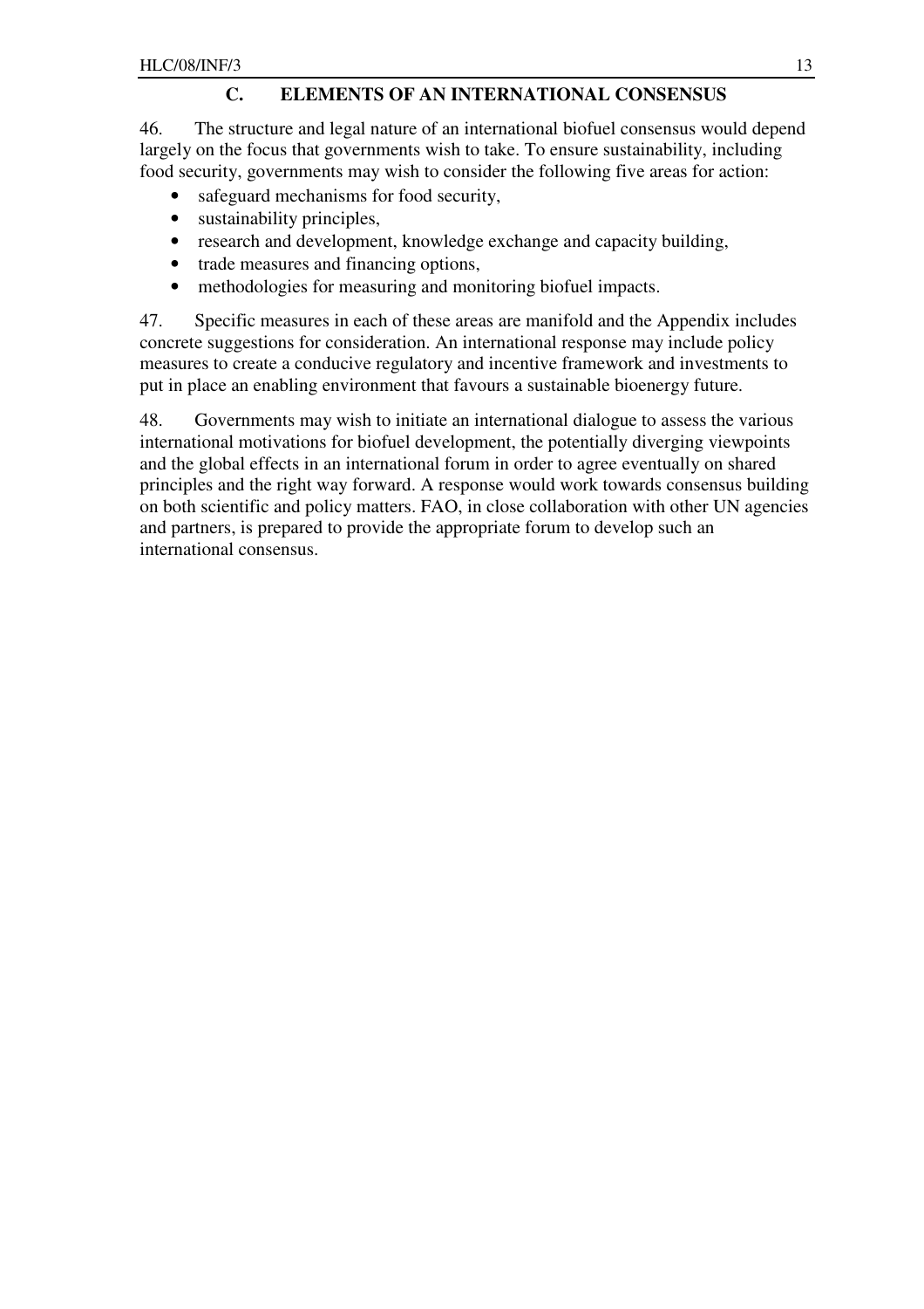## C. ELEMENTS OF AN INTERNATIONAL CONSENSUS

46. The structure and legal nature of an international biofuel consensus would depend largely on the focus that governments wish to take. To ensure sustainability, including food security, governments may wish to consider the following five areas for action:

- safeguard mechanisms for food security,
- sustainability principles,
- research and development, knowledge exchange and capacity building,
- trade measures and financing options,
- methodologies for measuring and monitoring biofuel impacts.

47. Specific measures in each of these areas are manifold and the Appendix includes concrete suggestions for consideration. An international response may include policy measures to create a conducive regulatory and incentive framework and investments to put in place an enabling environment that favours a sustainable bioenergy future.

48. Governments may wish to initiate an international dialogue to assess the various international motivations for biofuel development, the potentially diverging viewpoints and the global effects in an international forum in order to agree eventually on shared principles and the right way forward. A response would work towards consensus building on both scientific and policy matters. FAO, in close collaboration with other UN agencies and partners, is prepared to provide the appropriate forum to develop such an international consensus.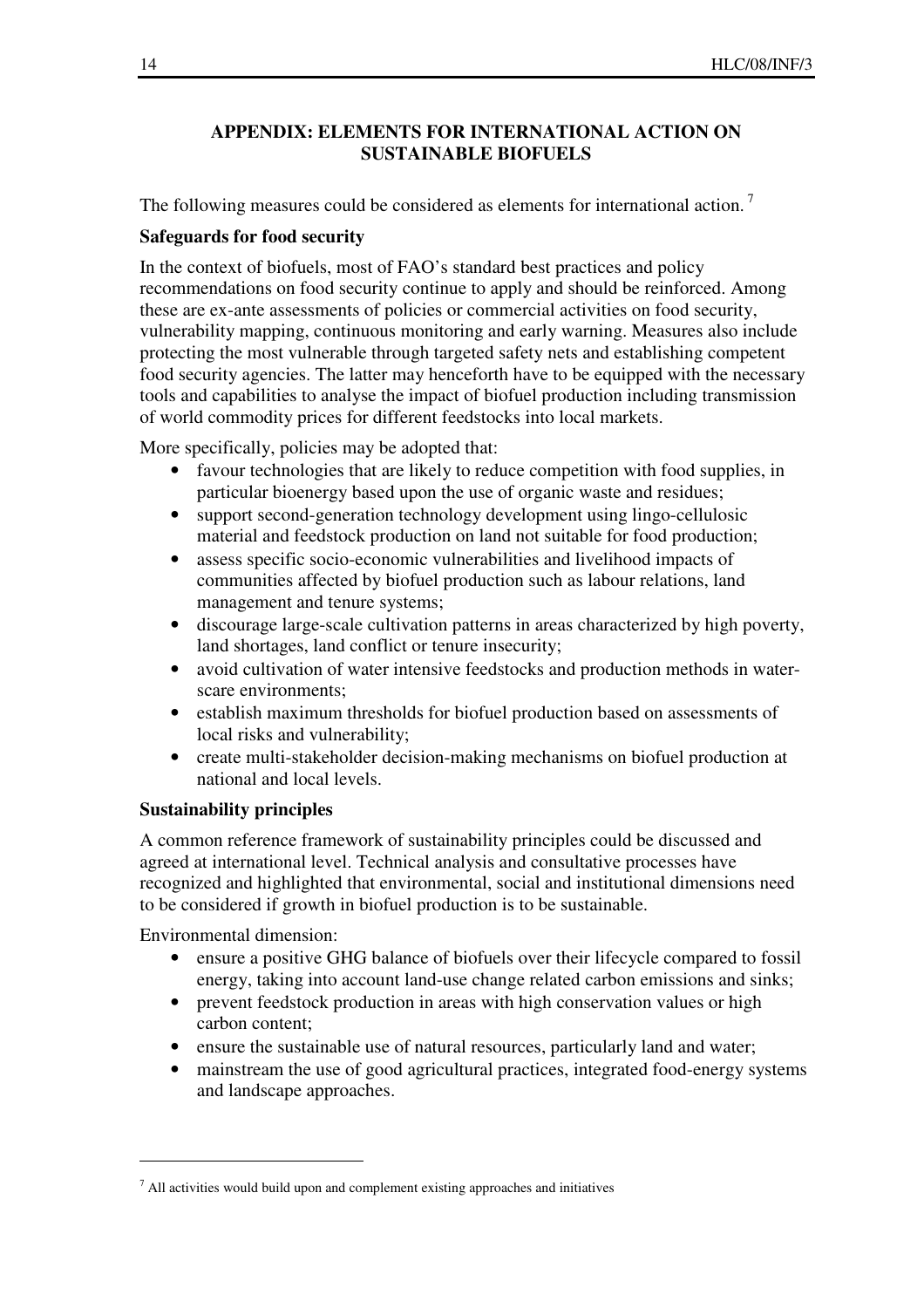## APPENDIX: ELEMENTS FOR INTERNATIONAL ACTION ON SUSTAINABLE BIOFUELS

The following measures could be considered as elements for international action. [7]

**Safeguards for food security**

In the context of biofuels, most of FAO's standard best practices and policy recommendations on food security continue to apply and should be reinforced. Among these are ex-ante assessments of policies or commercial activities on food security, vulnerability mapping, continuous monitoring and early warning. Measures also include protecting the most vulnerable through targeted safety nets and establishing competent food security agencies. The latter may henceforth have to be equipped with the necessary tools and capabilities to analyse the impact of biofuel production including transmission of world commodity prices for different feedstocks into local markets.

More specifically, policies may be adopted that:

- favour technologies that are likely to reduce competition with food supplies, in particular bioenergy based upon the use of organic waste and residues;
- support second-generation technology development using lingo-cellulosic material and feedstock production on land not suitable for food production;
- assess specific socio-economic vulnerabilities and livelihood impacts of communities affected by biofuel production such as labour relations, land management and tenure systems;
- discourage large-scale cultivation patterns in areas characterized by high poverty, land shortages, land conflict or tenure insecurity;
- avoid cultivation of water intensive feedstocks and production methods in water-scare environments;
- establish maximum thresholds for biofuel production based on assessments of local risks and vulnerability;
- create multi-stakeholder decision-making mechanisms on biofuel production at national and local levels.

**Sustainability principles**

A common reference framework of sustainability principles could be discussed and agreed at international level. Technical analysis and consultative processes have recognized and highlighted that environmental, social and institutional dimensions need to be considered if growth in biofuel production is to be sustainable.

Environmental dimension:

- ensure a positive GHG balance of biofuels over their lifecycle compared to fossil energy, taking into account land-use change related carbon emissions and sinks;
- prevent feedstock production in areas with high conservation values or high carbon content;
- ensure the sustainable use of natural resources, particularly land and water;
- mainstream the use of good agricultural practices, integrated food-energy systems and landscape approaches.

---

[7] All activities would build upon and complement existing approaches and initiatives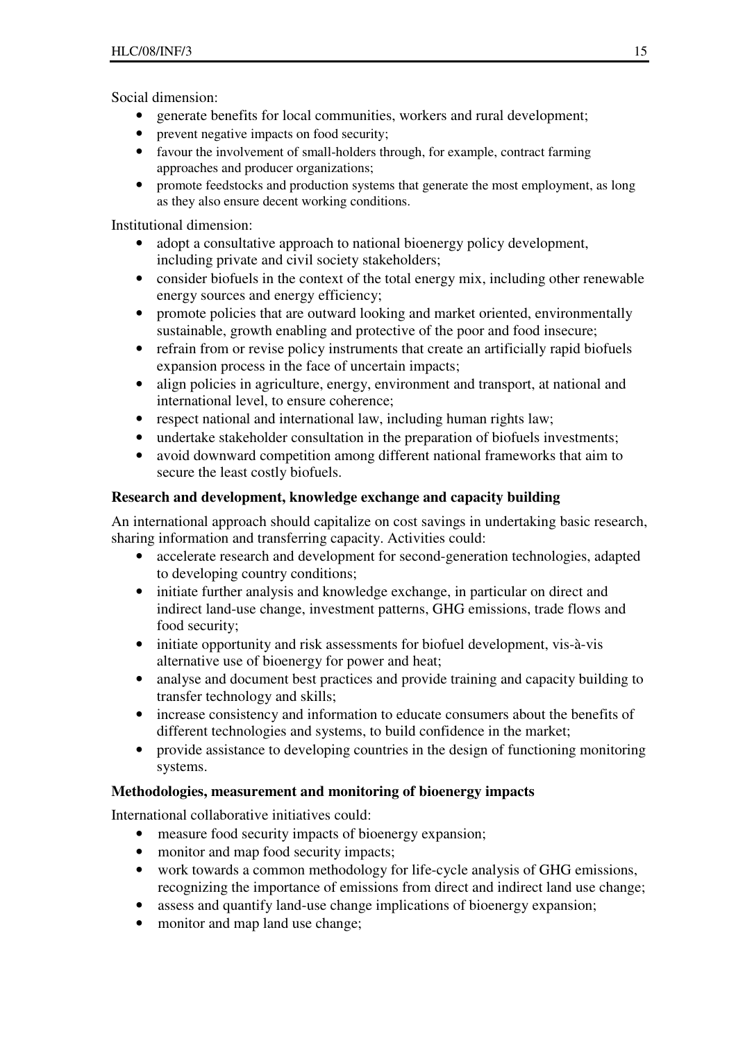Social dimension:

- generate benefits for local communities, workers and rural development;
- prevent negative impacts on food security;
- favour the involvement of small-holders through, for example, contract farming approaches and producer organizations;
- promote feedstocks and production systems that generate the most employment, as long as they also ensure decent working conditions.

Institutional dimension:

- adopt a consultative approach to national bioenergy policy development, including private and civil society stakeholders;
- consider biofuels in the context of the total energy mix, including other renewable energy sources and energy efficiency;
- promote policies that are outward looking and market oriented, environmentally sustainable, growth enabling and protective of the poor and food insecure;
- refrain from or revise policy instruments that create an artificially rapid biofuels expansion process in the face of uncertain impacts;
- align policies in agriculture, energy, environment and transport, at national and international level, to ensure coherence;
- respect national and international law, including human rights law;
- undertake stakeholder consultation in the preparation of biofuels investments;
- avoid downward competition among different national frameworks that aim to secure the least costly biofuels.

**Research and development, knowledge exchange and capacity building**

An international approach should capitalize on cost savings in undertaking basic research, sharing information and transferring capacity. Activities could:

- accelerate research and development for second-generation technologies, adapted to developing country conditions;
- initiate further analysis and knowledge exchange, in particular on direct and indirect land-use change, investment patterns, GHG emissions, trade flows and food security;
- initiate opportunity and risk assessments for biofuel development, vis-à-vis alternative use of bioenergy for power and heat;
- analyse and document best practices and provide training and capacity building to transfer technology and skills;
- increase consistency and information to educate consumers about the benefits of different technologies and systems, to build confidence in the market;
- provide assistance to developing countries in the design of functioning monitoring systems.

**Methodologies, measurement and monitoring of bioenergy impacts**

International collaborative initiatives could:

- measure food security impacts of bioenergy expansion;
- monitor and map food security impacts;
- work towards a common methodology for life-cycle analysis of GHG emissions, recognizing the importance of emissions from direct and indirect land use change;
- assess and quantify land-use change implications of bioenergy expansion;
- monitor and map land use change;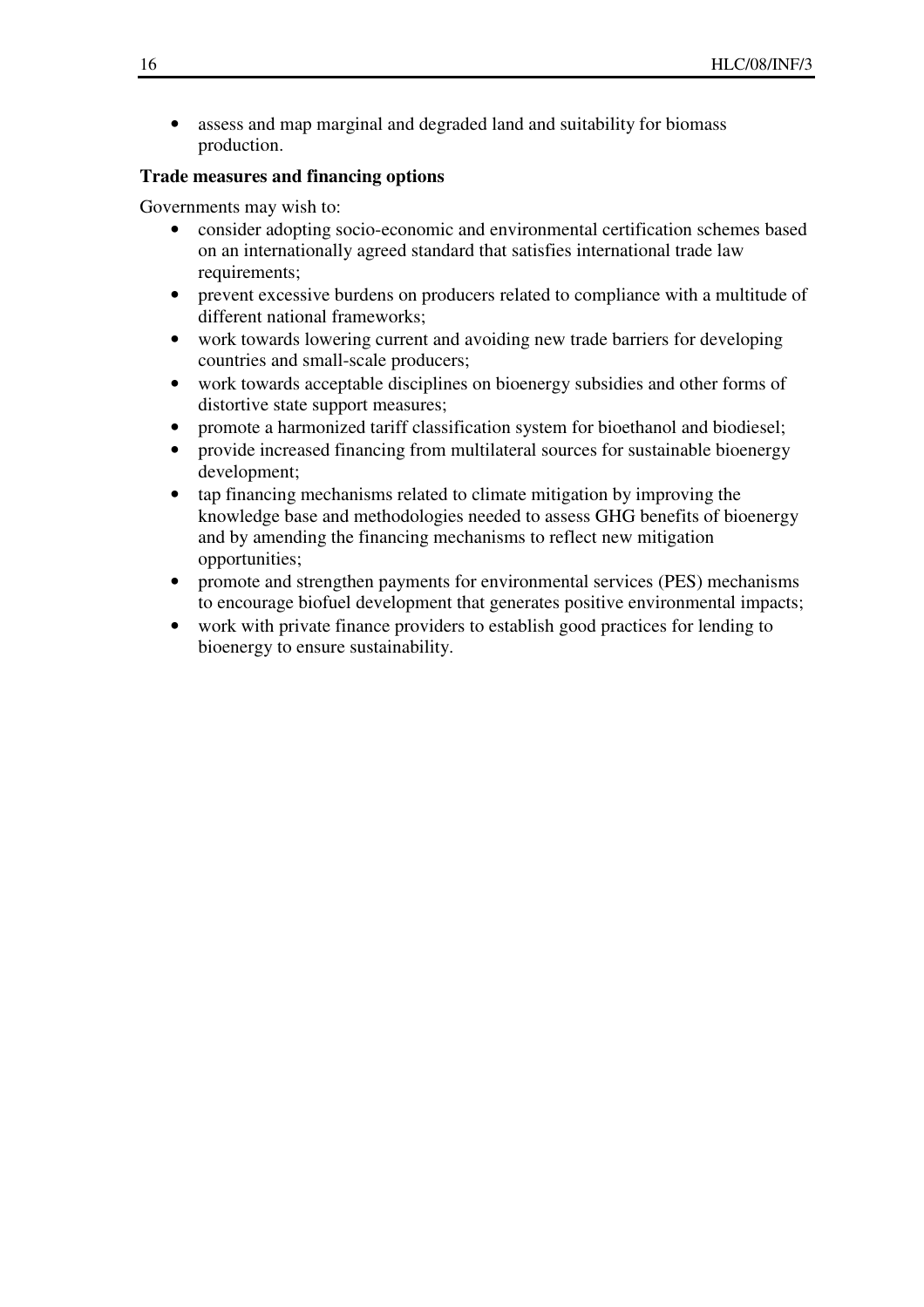- assess and map marginal and degraded land and suitability for biomass production.

**Trade measures and financing options**

Governments may wish to:

- consider adopting socio-economic and environmental certification schemes based on an internationally agreed standard that satisfies international trade law requirements;
- prevent excessive burdens on producers related to compliance with a multitude of different national frameworks;
- work towards lowering current and avoiding new trade barriers for developing countries and small-scale producers;
- work towards acceptable disciplines on bioenergy subsidies and other forms of distortive state support measures;
- promote a harmonized tariff classification system for bioethanol and biodiesel;
- provide increased financing from multilateral sources for sustainable bioenergy development;
- tap financing mechanisms related to climate mitigation by improving the knowledge base and methodologies needed to assess GHG benefits of bioenergy and by amending the financing mechanisms to reflect new mitigation opportunities;
- promote and strengthen payments for environmental services (PES) mechanisms to encourage biofuel development that generates positive environmental impacts;
- work with private finance providers to establish good practices for lending to bioenergy to ensure sustainability.